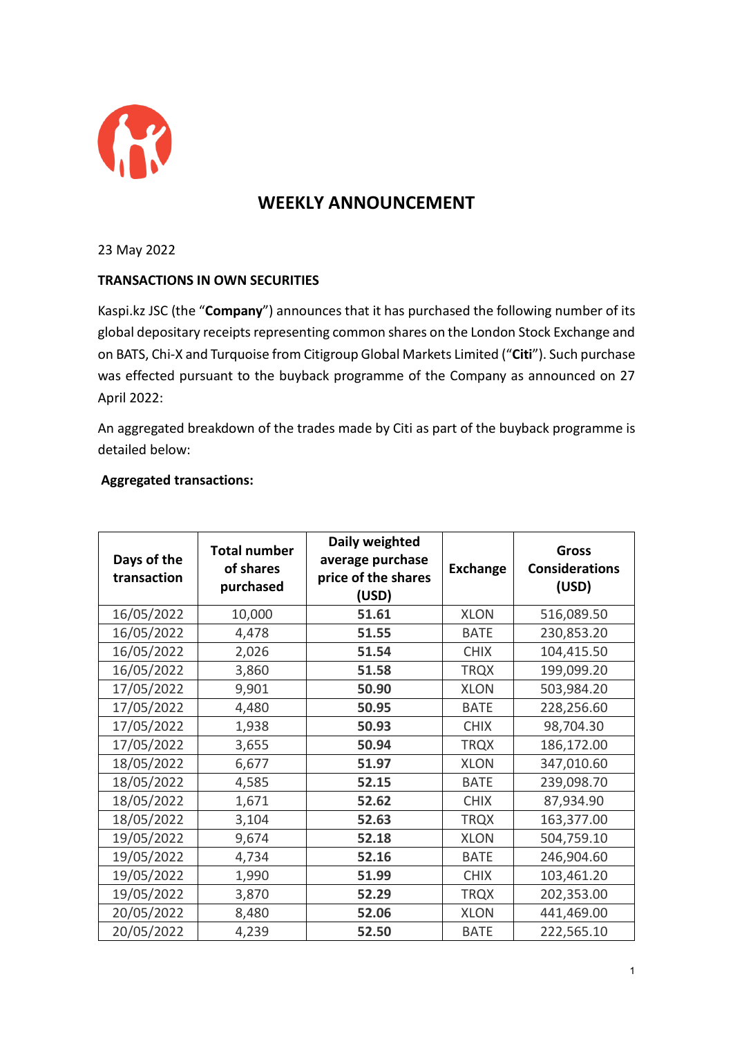# WEEKLY ANNOUNCEMENT

23 May 2022

**TRANSACTIONS IN OWN SECURITIES**

Kaspi.kz JSC (the "**Company**") announces that it has purchased the following number of its global depositary receipts representing common shares on the London Stock Exchange and on BATS, Chi-X and Turquoise from Citigroup Global Markets Limited ("**Citi**"). Such purchase was effected pursuant to the buyback programme of the Company as announced on 27 April 2022:

An aggregated breakdown of the trades made by Citi as part of the buyback programme is detailed below:

**Aggregated transactions:**

| Days of the transaction | Total number of shares purchased | Daily weighted average purchase price of the shares (USD) | Exchange | Gross Considerations (USD) |
|---|---|---|---|---|
| 16/05/2022 | 10,000 | **51.61** | XLON | 516,089.50 |
| 16/05/2022 | 4,478 | **51.55** | BATE | 230,853.20 |
| 16/05/2022 | 2,026 | **51.54** | CHIX | 104,415.50 |
| 16/05/2022 | 3,860 | **51.58** | TRQX | 199,099.20 |
| 17/05/2022 | 9,901 | **50.90** | XLON | 503,984.20 |
| 17/05/2022 | 4,480 | **50.95** | BATE | 228,256.60 |
| 17/05/2022 | 1,938 | **50.93** | CHIX | 98,704.30 |
| 17/05/2022 | 3,655 | **50.94** | TRQX | 186,172.00 |
| 18/05/2022 | 6,677 | **51.97** | XLON | 347,010.60 |
| 18/05/2022 | 4,585 | **52.15** | BATE | 239,098.70 |
| 18/05/2022 | 1,671 | **52.62** | CHIX | 87,934.90 |
| 18/05/2022 | 3,104 | **52.63** | TRQX | 163,377.00 |
| 19/05/2022 | 9,674 | **52.18** | XLON | 504,759.10 |
| 19/05/2022 | 4,734 | **52.16** | BATE | 246,904.60 |
| 19/05/2022 | 1,990 | **51.99** | CHIX | 103,461.20 |
| 19/05/2022 | 3,870 | **52.29** | TRQX | 202,353.00 |
| 20/05/2022 | 8,480 | **52.06** | XLON | 441,469.00 |
| 20/05/2022 | 4,239 | **52.50** | BATE | 222,565.10 |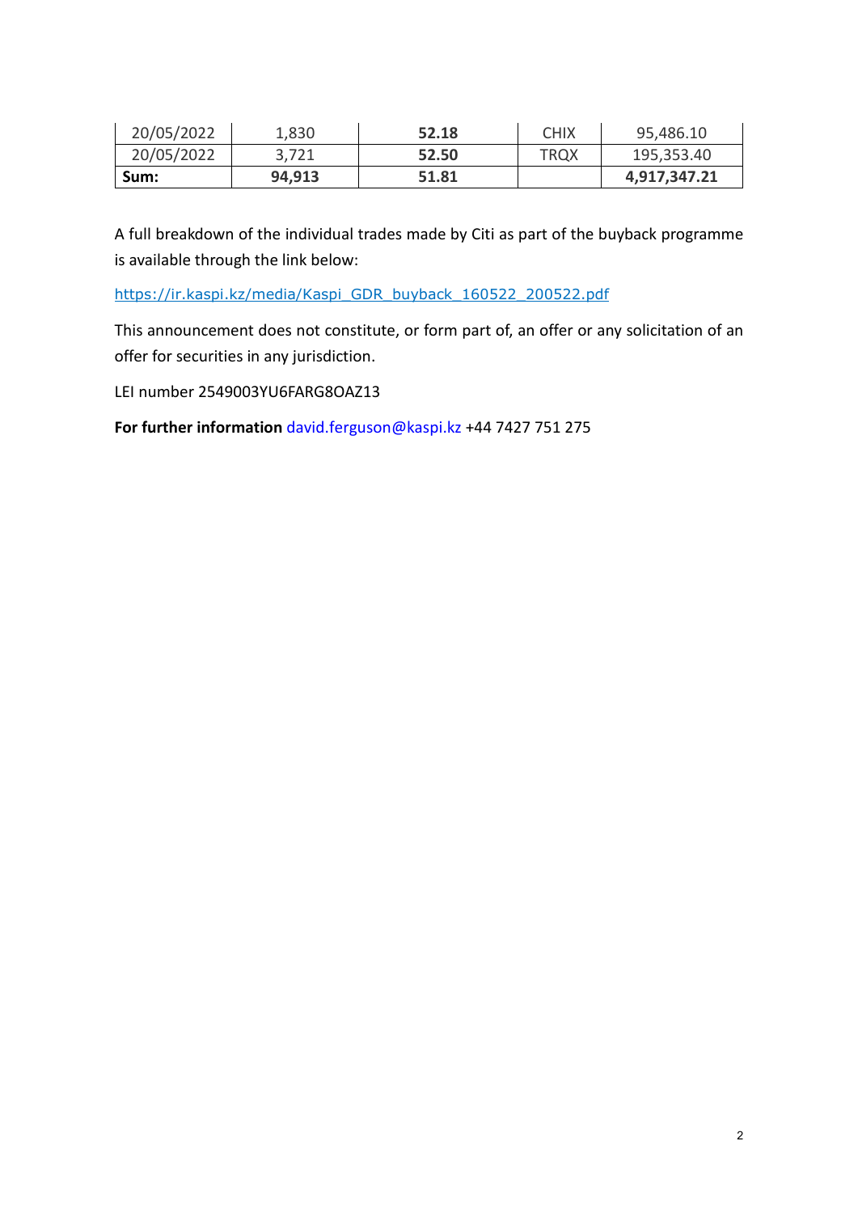| | | | | |
|---|---|---|---|---|
| 20/05/2022 | 1,830 | **52.18** | CHIX | 95,486.10 |
| 20/05/2022 | 3,721 | **52.50** | TRQX | 195,353.40 |
| **Sum:** | **94,913** | **51.81** | | **4,917,347.21** |

A full breakdown of the individual trades made by Citi as part of the buyback programme is available through the link below:

https://ir.kaspi.kz/media/Kaspi_GDR_buyback_160522_200522.pdf

This announcement does not constitute, or form part of, an offer or any solicitation of an offer for securities in any jurisdiction.

LEI number 2549003YU6FARG8OAZ13

**For further information** david.ferguson@kaspi.kz +44 7427 751 275